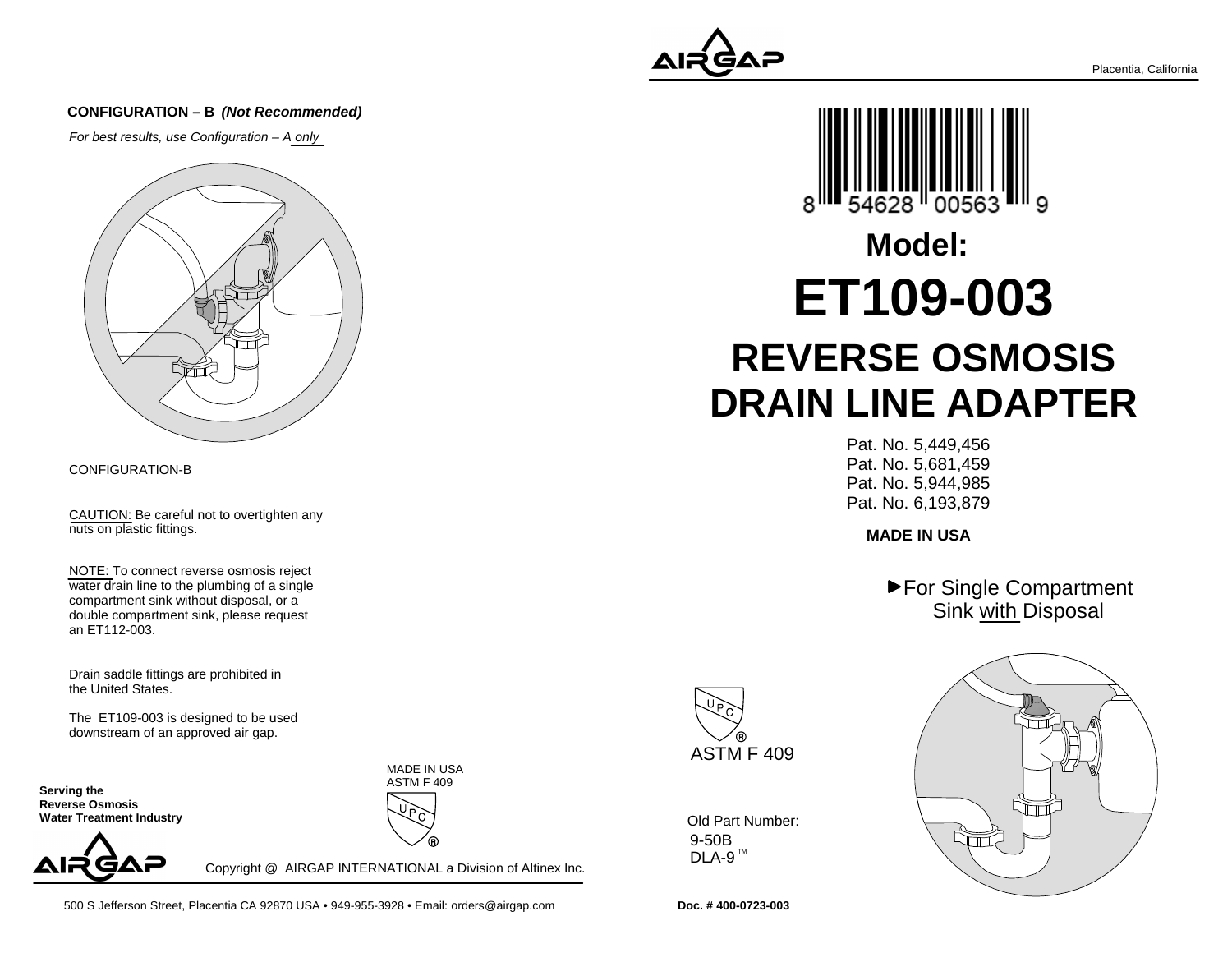## CONFIGURATION – B *(Not Recommended)*

*For best results, use Configuration – A only*

CONFIGURATION-B

CAUTION: Be careful not to overtighten any nuts on plastic fittings.

NOTE: To connect reverse osmosis reject water drain line to the plumbing of a single compartment sink without disposal, or a double compartment sink, please request an ET112-003.

Drain saddle fittings are prohibited in the United States.

The ET109-003 is designed to be used downstream of an approved air gap.

**Serving the Reverse Osmosis Water Treatment Industry**

MADE IN USA
ASTM F 409

UPC®

AIRGAP

Copyright @ AIRGAP INTERNATIONAL a Division of Altinex Inc.

500 S Jefferson Street, Placentia CA 92870 USA • 949-955-3928 • Email: orders@airgap.com

AIRGAP

Placentia, California

8 54628 00563 9

# Model:

# ET109-003

# REVERSE OSMOSIS DRAIN LINE ADAPTER

Pat. No. 5,449,456
Pat. No. 5,681,459
Pat. No. 5,944,985
Pat. No. 6,193,879

**MADE IN USA**

►For Single Compartment Sink with Disposal

UPC®

ASTM F 409

Old Part Number:
9-50B
DLA-9™

**Doc. # 400-0723-003**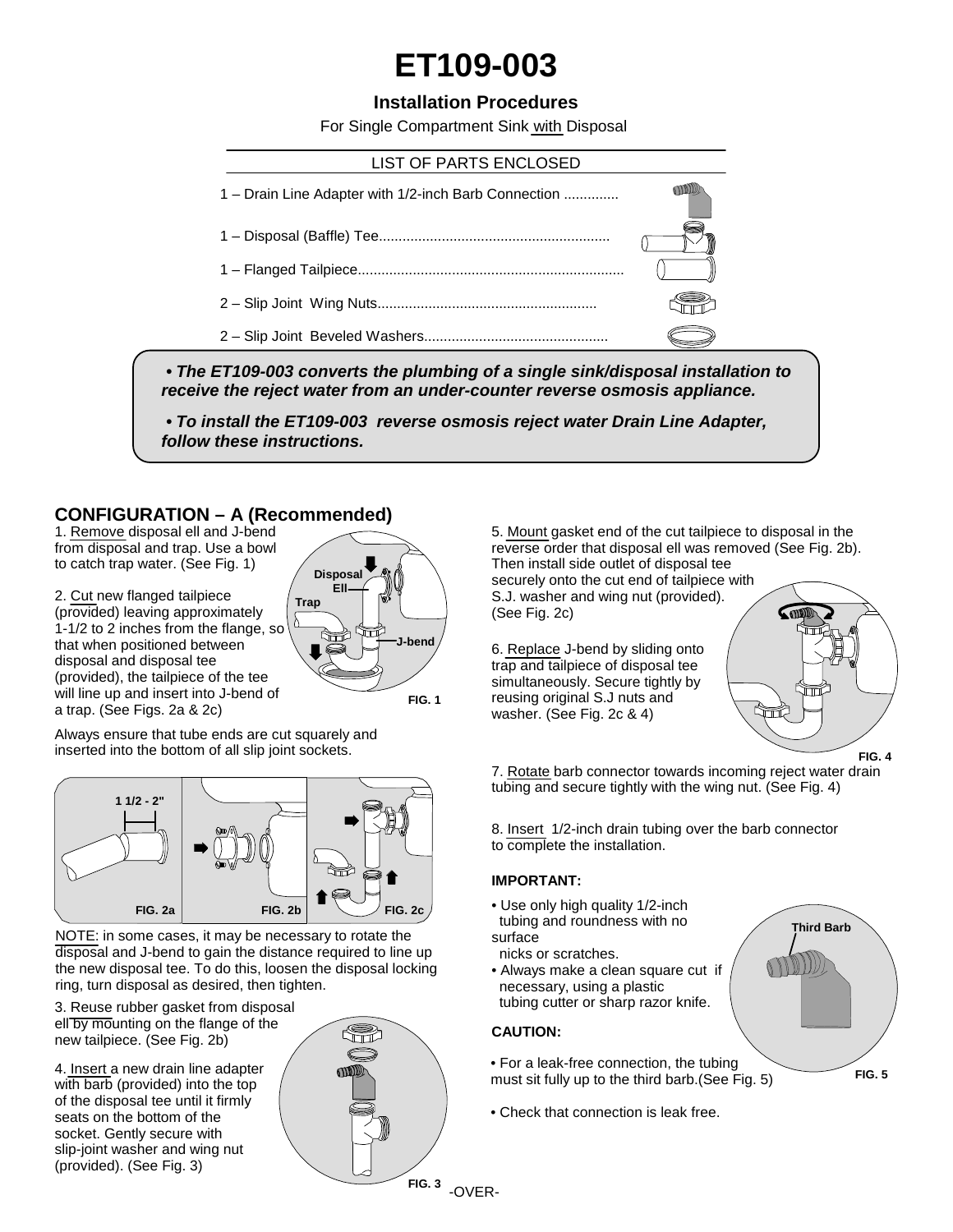# ET109-003

## Installation Procedures

For Single Compartment Sink with Disposal

### LIST OF PARTS ENCLOSED

1 – Drain Line Adapter with 1/2-inch Barb Connection ..............

1 – Disposal (Baffle) Tee...........................................................

1 – Flanged Tailpiece....................................................................

2 – Slip Joint Wing Nuts........................................................

2 – Slip Joint Beveled Washers...............................................

***• The ET109-003 converts the plumbing of a single sink/disposal installation to receive the reject water from an under-counter reverse osmosis appliance.***

***• To install the ET109-003 reverse osmosis reject water Drain Line Adapter, follow these instructions.***

## CONFIGURATION – A (Recommended)

1. Remove disposal ell and J-bend from disposal and trap. Use a bowl to catch trap water. (See Fig. 1)

2. Cut new flanged tailpiece (provided) leaving approximately 1-1/2 to 2 inches from the flange, so that when positioned between disposal and disposal tee (provided), the tailpiece of the tee will line up and insert into J-bend of a trap. (See Figs. 2a & 2c)

Disposal Ell
Trap
J-bend
FIG. 1

Always ensure that tube ends are cut squarely and inserted into the bottom of all slip joint sockets.

1 1/2 - 2"
FIG. 2a
FIG. 2b
FIG. 2c

NOTE: in some cases, it may be necessary to rotate the disposal and J-bend to gain the distance required to line up the new disposal tee. To do this, loosen the disposal locking ring, turn disposal as desired, then tighten.

3. Reuse rubber gasket from disposal ell by mounting on the flange of the new tailpiece. (See Fig. 2b)

4. Insert a new drain line adapter with barb (provided) into the top of the disposal tee until it firmly seats on the bottom of the socket. Gently secure with slip-joint washer and wing nut (provided). (See Fig. 3)

FIG. 3

5. Mount gasket end of the cut tailpiece to disposal in the reverse order that disposal ell was removed (See Fig. 2b). Then install side outlet of disposal tee securely onto the cut end of tailpiece with S.J. washer and wing nut (provided). (See Fig. 2c)

6. Replace J-bend by sliding onto trap and tailpiece of disposal tee simultaneously. Secure tightly by reusing original S.J nuts and washer. (See Fig. 2c & 4)

FIG. 4

7. Rotate barb connector towards incoming reject water drain tubing and secure tightly with the wing nut. (See Fig. 4)

8. Insert 1/2-inch drain tubing over the barb connector to complete the installation.

**IMPORTANT:**

- Use only high quality 1/2-inch tubing and roundness with no surface nicks or scratches.
- Always make a clean square cut if necessary, using a plastic tubing cutter or sharp razor knife.

**CAUTION:**

- For a leak-free connection, the tubing must sit fully up to the third barb.(See Fig. 5)
- Check that connection is leak free.

Third Barb
FIG. 5

-OVER-